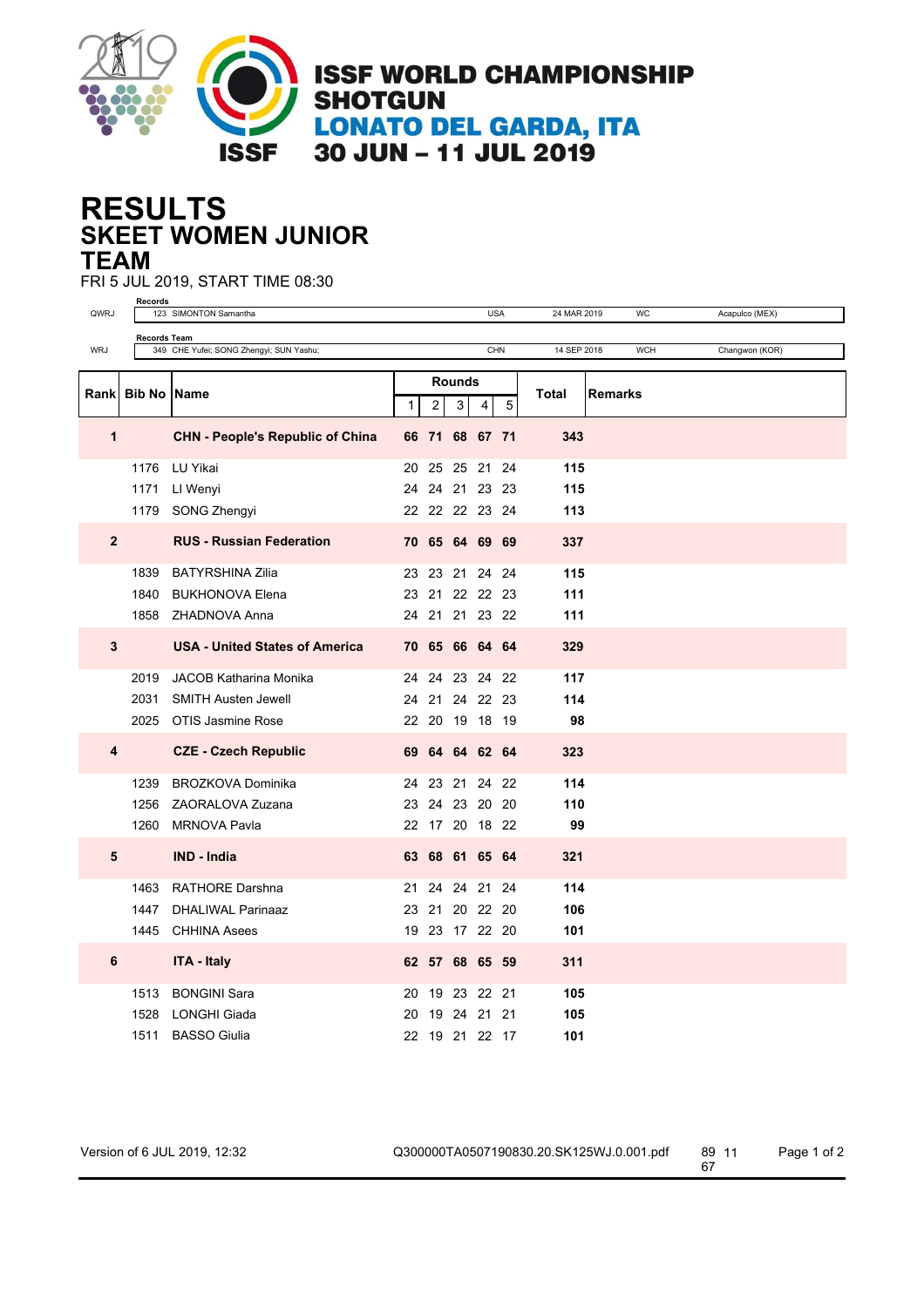# ISSF WORLD CHAMPIONSHIP SHOTGUN

## LONATO DEL GARDA, ITA

## 30 JUN – 11 JUL 2019

# RESULTS

## SKEET WOMEN JUNIOR

## TEAM

FRI 5 JUL 2019, START TIME 08:30

**Records**

| | | | | | |
|---|---|---|---|---|---|
| QWRJ | 123 SIMONTON Samantha | USA | 24 MAR 2019 | WC | Acapulco (MEX) |

**Records Team**

| | | | | | |
|---|---|---|---|---|---|
| WRJ | 349 CHE Yufei; SONG Zhengyi; SUN Yashu; | CHN | 14 SEP 2018 | WCH | Changwon (KOR) |

| Rank | Bib No | Name | Rounds 1 | 2 | 3 | 4 | 5 | Total | Remarks |
|---|---|---|---|---|---|---|---|---|---|
| **1** | | **CHN - People's Republic of China** | **66** | **71** | **68** | **67** | **71** | **343** | |
| | 1176 | LU Yikai | 20 | 25 | 25 | 21 | 24 | **115** | |
| | 1171 | LI Wenyi | 24 | 24 | 21 | 23 | 23 | **115** | |
| | 1179 | SONG Zhengyi | 22 | 22 | 22 | 23 | 24 | **113** | |
| **2** | | **RUS - Russian Federation** | **70** | **65** | **64** | **69** | **69** | **337** | |
| | 1839 | BATYRSHINA Zilia | 23 | 23 | 21 | 24 | 24 | **115** | |
| | 1840 | BUKHONOVA Elena | 23 | 21 | 22 | 22 | 23 | **111** | |
| | 1858 | ZHADNOVA Anna | 24 | 21 | 21 | 23 | 22 | **111** | |
| **3** | | **USA - United States of America** | **70** | **65** | **66** | **64** | **64** | **329** | |
| | 2019 | JACOB Katharina Monika | 24 | 24 | 23 | 24 | 22 | **117** | |
| | 2031 | SMITH Austen Jewell | 24 | 21 | 24 | 22 | 23 | **114** | |
| | 2025 | OTIS Jasmine Rose | 22 | 20 | 19 | 18 | 19 | **98** | |
| **4** | | **CZE - Czech Republic** | **69** | **64** | **64** | **62** | **64** | **323** | |
| | 1239 | BROZKOVA Dominika | 24 | 23 | 21 | 24 | 22 | **114** | |
| | 1256 | ZAORALOVA Zuzana | 23 | 24 | 23 | 20 | 20 | **110** | |
| | 1260 | MRNOVA Pavla | 22 | 17 | 20 | 18 | 22 | **99** | |
| **5** | | **IND - India** | **63** | **68** | **61** | **65** | **64** | **321** | |
| | 1463 | RATHORE Darshna | 21 | 24 | 24 | 21 | 24 | **114** | |
| | 1447 | DHALIWAL Parinaaz | 23 | 21 | 20 | 22 | 20 | **106** | |
| | 1445 | CHHINA Asees | 19 | 23 | 17 | 22 | 20 | **101** | |
| **6** | | **ITA - Italy** | **62** | **57** | **68** | **65** | **59** | **311** | |
| | 1513 | BONGINI Sara | 20 | 19 | 23 | 22 | 21 | **105** | |
| | 1528 | LONGHI Giada | 20 | 19 | 24 | 21 | 21 | **105** | |
| | 1511 | BASSO Giulia | 22 | 19 | 21 | 22 | 17 | **101** | |

Version of 6 JUL 2019, 12:32    Q300000TA0507190830.20.SK125WJ.0.001.pdf    89 11 67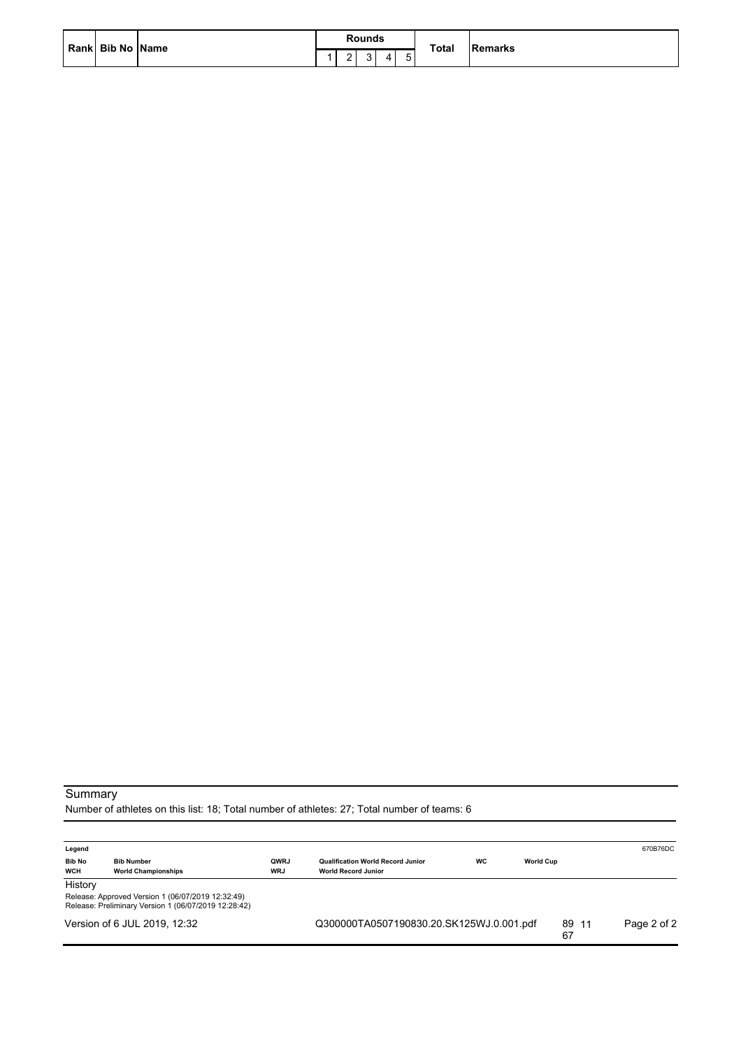| Rank | Bib No | Name | Rounds | | | | | Total | Remarks |
|---|---|---|---|---|---|---|---|---|---|
| | | | 1 | 2 | 3 | 4 | 5 | | |

## Summary

Number of athletes on this list: 18; Total number of athletes: 27; Total number of teams: 6

**Legend**

| | | | | | |
|---|---|---|---|---|---|
| **Bib No** | **Bib Number** | **QWRJ** | **Qualification World Record Junior** | **WC** | **World Cup** |
| **WCH** | **World Championships** | **WRJ** | **World Record Junior** | | |

History

Release: Approved Version 1 (06/07/2019 12:32:49)
Release: Preliminary Version 1 (06/07/2019 12:28:42)

Version of 6 JUL 2019, 12:32

Q300000TA0507190830.20.SK125WJ.0.001.pdf

89 11 67

670B76DC